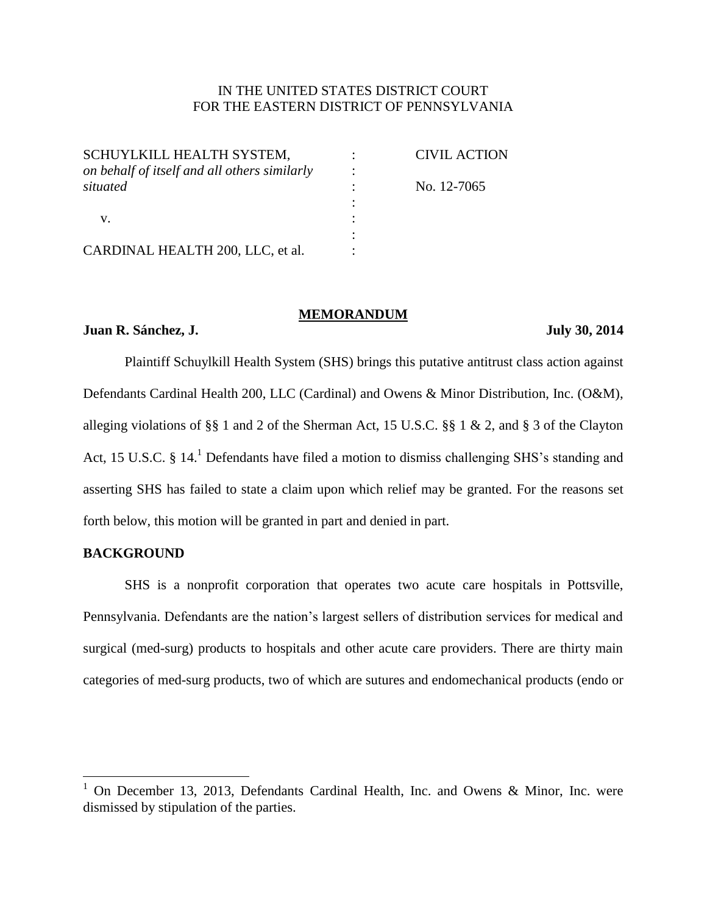IN THE UNITED STATES DISTRICT COURT
FOR THE EASTERN DISTRICT OF PENNSYLVANIA

| | | |
|---|---|---|
| SCHUYLKILL HEALTH SYSTEM, *on behalf of itself and all others similarly situated* | : | CIVIL ACTION |
| | : | No. 12-7065 |
| v. | : | |
| CARDINAL HEALTH 200, LLC, et al. | : | |

**MEMORANDUM**

**Juan R. Sánchez, J.** **July 30, 2014**

Plaintiff Schuylkill Health System (SHS) brings this putative antitrust class action against Defendants Cardinal Health 200, LLC (Cardinal) and Owens & Minor Distribution, Inc. (O&M), alleging violations of §§ 1 and 2 of the Sherman Act, 15 U.S.C. §§ 1 & 2, and § 3 of the Clayton Act, 15 U.S.C. § 14.[1] Defendants have filed a motion to dismiss challenging SHS's standing and asserting SHS has failed to state a claim upon which relief may be granted. For the reasons set forth below, this motion will be granted in part and denied in part.

**BACKGROUND**

SHS is a nonprofit corporation that operates two acute care hospitals in Pottsville, Pennsylvania. Defendants are the nation's largest sellers of distribution services for medical and surgical (med-surg) products to hospitals and other acute care providers. There are thirty main categories of med-surg products, two of which are sutures and endomechanical products (endo or

[1] On December 13, 2013, Defendants Cardinal Health, Inc. and Owens & Minor, Inc. were dismissed by stipulation of the parties.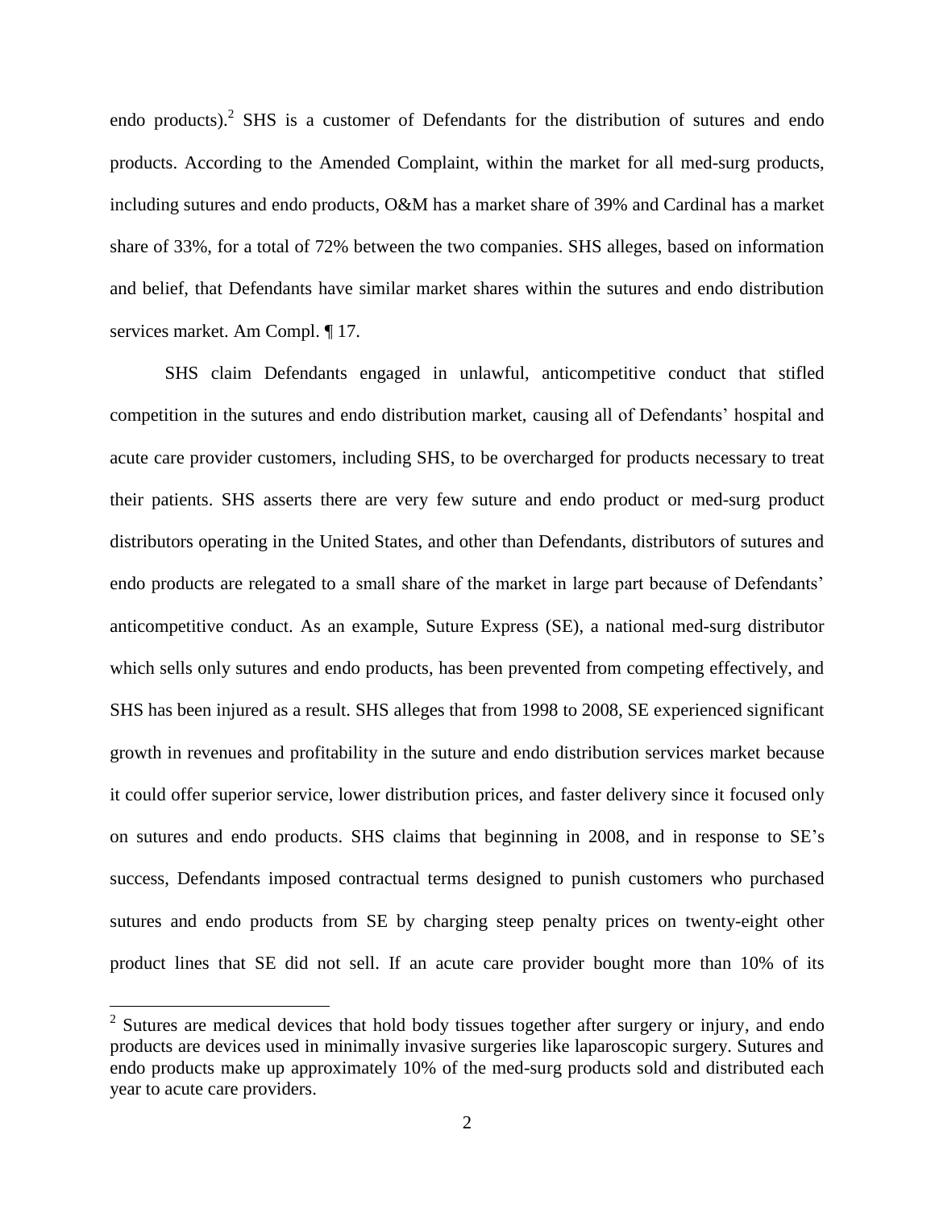endo products).[2] SHS is a customer of Defendants for the distribution of sutures and endo products. According to the Amended Complaint, within the market for all med-surg products, including sutures and endo products, O&M has a market share of 39% and Cardinal has a market share of 33%, for a total of 72% between the two companies. SHS alleges, based on information and belief, that Defendants have similar market shares within the sutures and endo distribution services market. Am Compl. ¶ 17.

SHS claim Defendants engaged in unlawful, anticompetitive conduct that stifled competition in the sutures and endo distribution market, causing all of Defendants' hospital and acute care provider customers, including SHS, to be overcharged for products necessary to treat their patients. SHS asserts there are very few suture and endo product or med-surg product distributors operating in the United States, and other than Defendants, distributors of sutures and endo products are relegated to a small share of the market in large part because of Defendants' anticompetitive conduct. As an example, Suture Express (SE), a national med-surg distributor which sells only sutures and endo products, has been prevented from competing effectively, and SHS has been injured as a result. SHS alleges that from 1998 to 2008, SE experienced significant growth in revenues and profitability in the suture and endo distribution services market because it could offer superior service, lower distribution prices, and faster delivery since it focused only on sutures and endo products. SHS claims that beginning in 2008, and in response to SE's success, Defendants imposed contractual terms designed to punish customers who purchased sutures and endo products from SE by charging steep penalty prices on twenty-eight other product lines that SE did not sell. If an acute care provider bought more than 10% of its

[2] Sutures are medical devices that hold body tissues together after surgery or injury, and endo products are devices used in minimally invasive surgeries like laparoscopic surgery. Sutures and endo products make up approximately 10% of the med-surg products sold and distributed each year to acute care providers.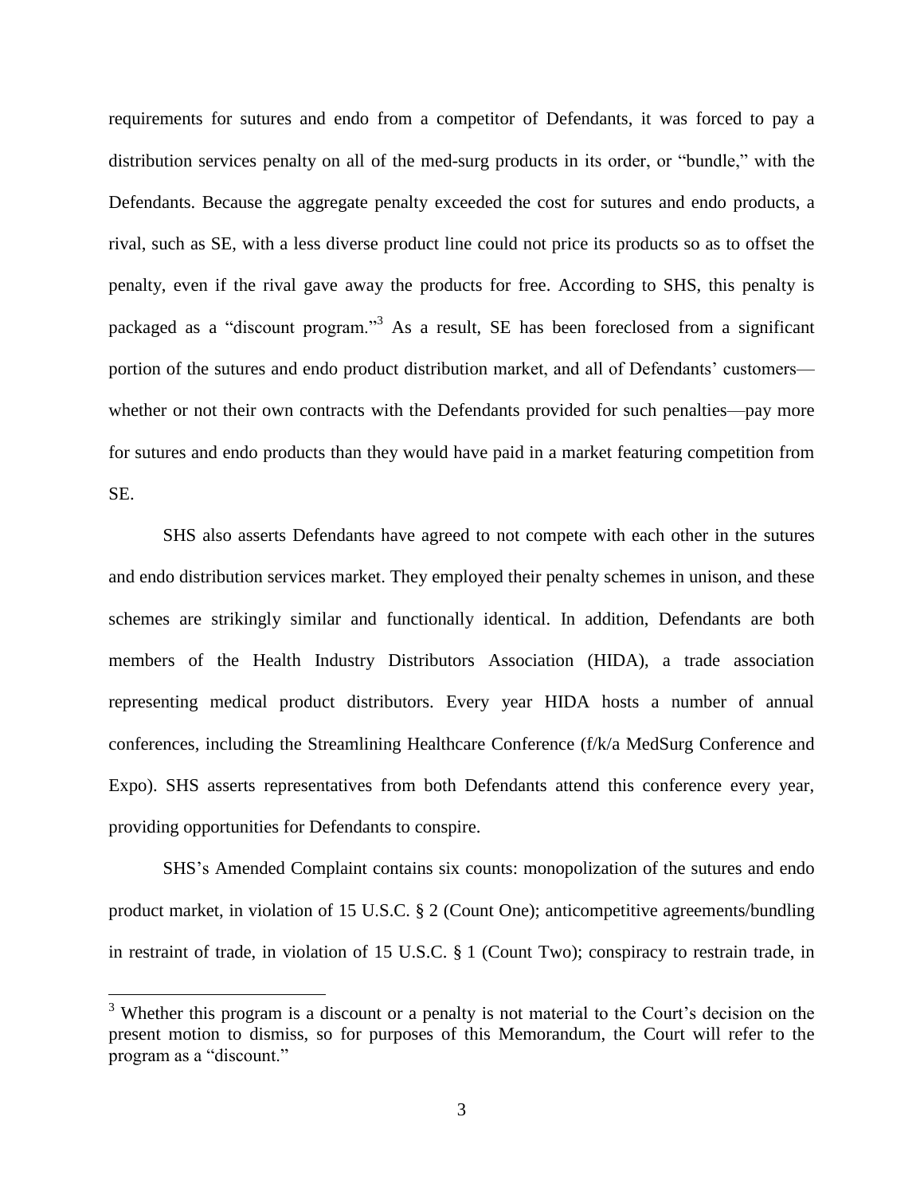requirements for sutures and endo from a competitor of Defendants, it was forced to pay a distribution services penalty on all of the med-surg products in its order, or "bundle," with the Defendants. Because the aggregate penalty exceeded the cost for sutures and endo products, a rival, such as SE, with a less diverse product line could not price its products so as to offset the penalty, even if the rival gave away the products for free. According to SHS, this penalty is packaged as a "discount program."[3] As a result, SE has been foreclosed from a significant portion of the sutures and endo product distribution market, and all of Defendants' customers—whether or not their own contracts with the Defendants provided for such penalties—pay more for sutures and endo products than they would have paid in a market featuring competition from SE.

SHS also asserts Defendants have agreed to not compete with each other in the sutures and endo distribution services market. They employed their penalty schemes in unison, and these schemes are strikingly similar and functionally identical. In addition, Defendants are both members of the Health Industry Distributors Association (HIDA), a trade association representing medical product distributors. Every year HIDA hosts a number of annual conferences, including the Streamlining Healthcare Conference (f/k/a MedSurg Conference and Expo). SHS asserts representatives from both Defendants attend this conference every year, providing opportunities for Defendants to conspire.

SHS's Amended Complaint contains six counts: monopolization of the sutures and endo product market, in violation of 15 U.S.C. § 2 (Count One); anticompetitive agreements/bundling in restraint of trade, in violation of 15 U.S.C. § 1 (Count Two); conspiracy to restrain trade, in

---

[3] Whether this program is a discount or a penalty is not material to the Court's decision on the present motion to dismiss, so for purposes of this Memorandum, the Court will refer to the program as a "discount."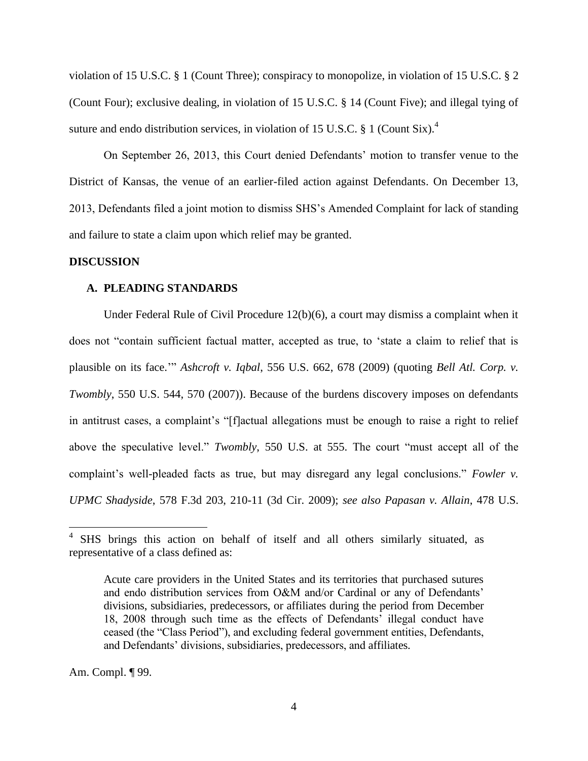violation of 15 U.S.C. § 1 (Count Three); conspiracy to monopolize, in violation of 15 U.S.C. § 2 (Count Four); exclusive dealing, in violation of 15 U.S.C. § 14 (Count Five); and illegal tying of suture and endo distribution services, in violation of 15 U.S.C. § 1 (Count Six).[4]

On September 26, 2013, this Court denied Defendants' motion to transfer venue to the District of Kansas, the venue of an earlier-filed action against Defendants. On December 13, 2013, Defendants filed a joint motion to dismiss SHS's Amended Complaint for lack of standing and failure to state a claim upon which relief may be granted.

## DISCUSSION

### A. PLEADING STANDARDS

Under Federal Rule of Civil Procedure 12(b)(6), a court may dismiss a complaint when it does not "contain sufficient factual matter, accepted as true, to 'state a claim to relief that is plausible on its face.'" *Ashcroft v. Iqbal*, 556 U.S. 662, 678 (2009) (quoting *Bell Atl. Corp. v. Twombly*, 550 U.S. 544, 570 (2007)). Because of the burdens discovery imposes on defendants in antitrust cases, a complaint's "[f]actual allegations must be enough to raise a right to relief above the speculative level." *Twombly*, 550 U.S. at 555. The court "must accept all of the complaint's well-pleaded facts as true, but may disregard any legal conclusions." *Fowler v. UPMC Shadyside*, 578 F.3d 203, 210-11 (3d Cir. 2009); *see also Papasan v. Allain*, 478 U.S.

---

[4] SHS brings this action on behalf of itself and all others similarly situated, as representative of a class defined as:

> Acute care providers in the United States and its territories that purchased sutures and endo distribution services from O&M and/or Cardinal or any of Defendants' divisions, subsidiaries, predecessors, or affiliates during the period from December 18, 2008 through such time as the effects of Defendants' illegal conduct have ceased (the "Class Period"), and excluding federal government entities, Defendants, and Defendants' divisions, subsidiaries, predecessors, and affiliates.

Am. Compl. ¶ 99.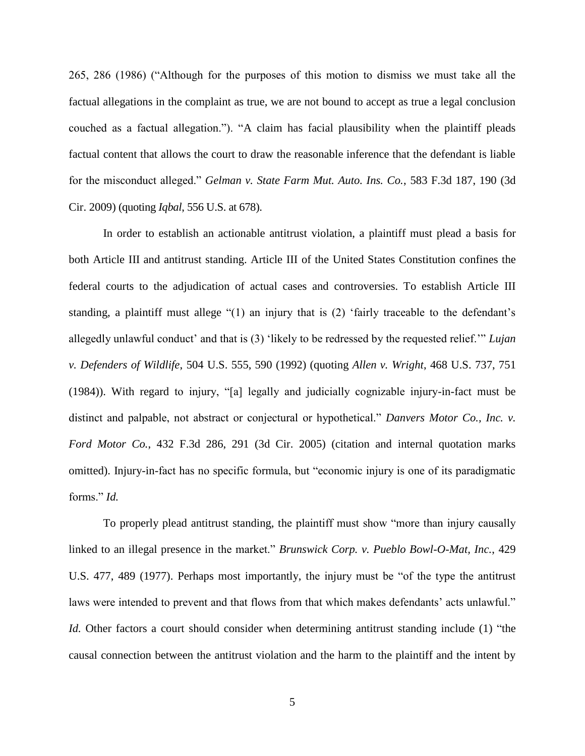265, 286 (1986) ("Although for the purposes of this motion to dismiss we must take all the factual allegations in the complaint as true, we are not bound to accept as true a legal conclusion couched as a factual allegation."). "A claim has facial plausibility when the plaintiff pleads factual content that allows the court to draw the reasonable inference that the defendant is liable for the misconduct alleged." *Gelman v. State Farm Mut. Auto. Ins. Co.*, 583 F.3d 187, 190 (3d Cir. 2009) (quoting *Iqbal*, 556 U.S. at 678).

In order to establish an actionable antitrust violation, a plaintiff must plead a basis for both Article III and antitrust standing. Article III of the United States Constitution confines the federal courts to the adjudication of actual cases and controversies. To establish Article III standing, a plaintiff must allege "(1) an injury that is (2) 'fairly traceable to the defendant's allegedly unlawful conduct' and that is (3) 'likely to be redressed by the requested relief.'" *Lujan v. Defenders of Wildlife*, 504 U.S. 555, 590 (1992) (quoting *Allen v. Wright*, 468 U.S. 737, 751 (1984)). With regard to injury, "[a] legally and judicially cognizable injury-in-fact must be distinct and palpable, not abstract or conjectural or hypothetical." *Danvers Motor Co., Inc. v. Ford Motor Co.*, 432 F.3d 286, 291 (3d Cir. 2005) (citation and internal quotation marks omitted). Injury-in-fact has no specific formula, but "economic injury is one of its paradigmatic forms." *Id.*

To properly plead antitrust standing, the plaintiff must show "more than injury causally linked to an illegal presence in the market." *Brunswick Corp. v. Pueblo Bowl-O-Mat, Inc.*, 429 U.S. 477, 489 (1977). Perhaps most importantly, the injury must be "of the type the antitrust laws were intended to prevent and that flows from that which makes defendants' acts unlawful." *Id.* Other factors a court should consider when determining antitrust standing include (1) "the causal connection between the antitrust violation and the harm to the plaintiff and the intent by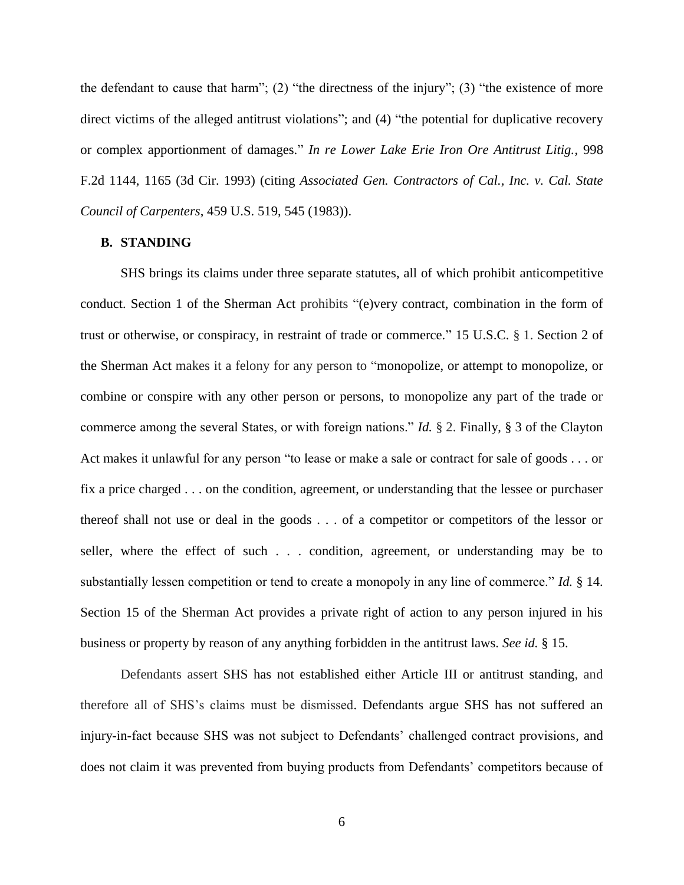the defendant to cause that harm"; (2) "the directness of the injury"; (3) "the existence of more direct victims of the alleged antitrust violations"; and (4) "the potential for duplicative recovery or complex apportionment of damages." *In re Lower Lake Erie Iron Ore Antitrust Litig.*, 998 F.2d 1144, 1165 (3d Cir. 1993) (citing *Associated Gen. Contractors of Cal., Inc. v. Cal. State Council of Carpenters*, 459 U.S. 519, 545 (1983)).

### B. STANDING

SHS brings its claims under three separate statutes, all of which prohibit anticompetitive conduct. Section 1 of the Sherman Act prohibits "(e)very contract, combination in the form of trust or otherwise, or conspiracy, in restraint of trade or commerce." 15 U.S.C. § 1. Section 2 of the Sherman Act makes it a felony for any person to "monopolize, or attempt to monopolize, or combine or conspire with any other person or persons, to monopolize any part of the trade or commerce among the several States, or with foreign nations." *Id.* § 2. Finally, § 3 of the Clayton Act makes it unlawful for any person "to lease or make a sale or contract for sale of goods . . . or fix a price charged . . . on the condition, agreement, or understanding that the lessee or purchaser thereof shall not use or deal in the goods . . . of a competitor or competitors of the lessor or seller, where the effect of such . . . condition, agreement, or understanding may be to substantially lessen competition or tend to create a monopoly in any line of commerce." *Id.* § 14. Section 15 of the Sherman Act provides a private right of action to any person injured in his business or property by reason of any anything forbidden in the antitrust laws. *See id.* § 15.

Defendants assert SHS has not established either Article III or antitrust standing, and therefore all of SHS's claims must be dismissed. Defendants argue SHS has not suffered an injury-in-fact because SHS was not subject to Defendants' challenged contract provisions, and does not claim it was prevented from buying products from Defendants' competitors because of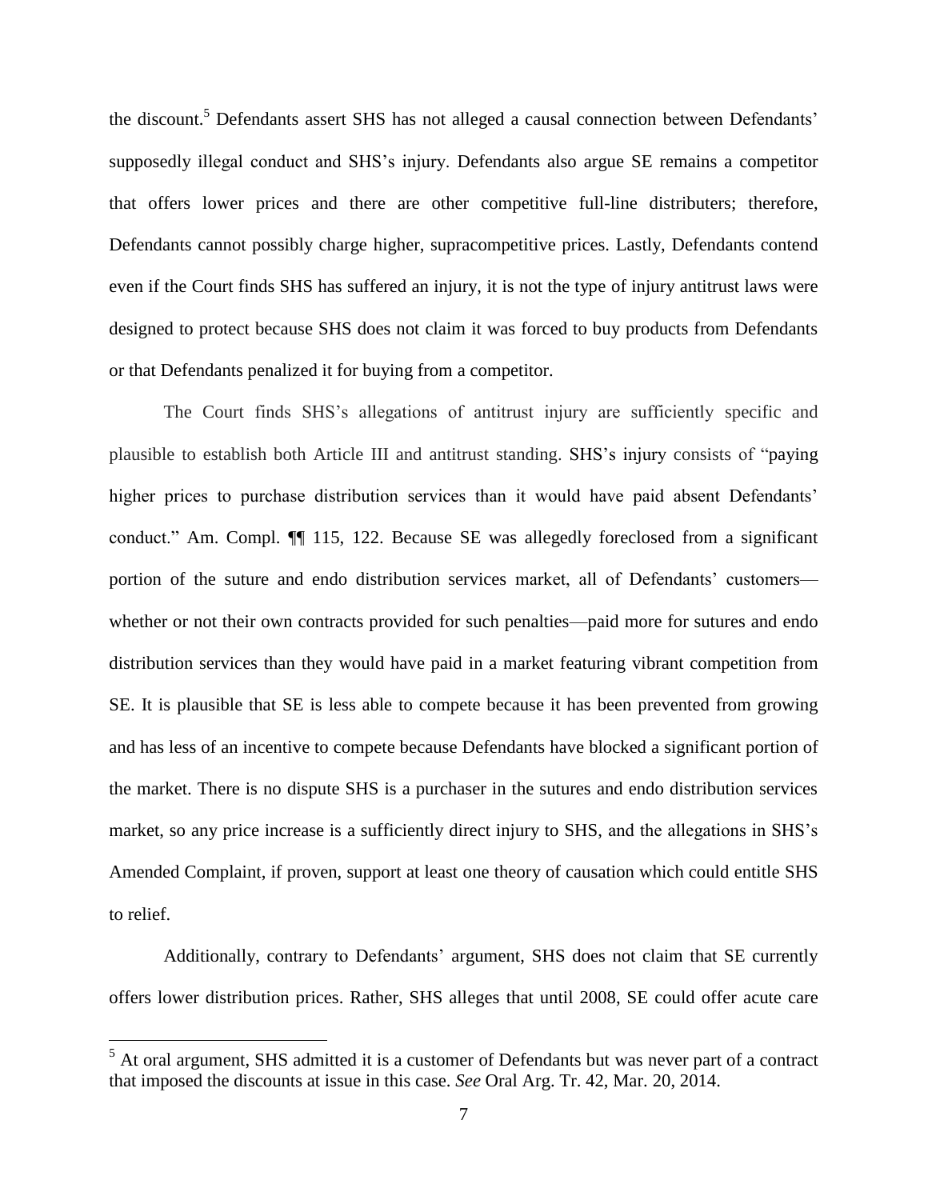the discount.[5] Defendants assert SHS has not alleged a causal connection between Defendants' supposedly illegal conduct and SHS's injury. Defendants also argue SE remains a competitor that offers lower prices and there are other competitive full-line distributers; therefore, Defendants cannot possibly charge higher, supracompetitive prices. Lastly, Defendants contend even if the Court finds SHS has suffered an injury, it is not the type of injury antitrust laws were designed to protect because SHS does not claim it was forced to buy products from Defendants or that Defendants penalized it for buying from a competitor.

The Court finds SHS's allegations of antitrust injury are sufficiently specific and plausible to establish both Article III and antitrust standing. SHS's injury consists of "paying higher prices to purchase distribution services than it would have paid absent Defendants' conduct." Am. Compl. ¶¶ 115, 122. Because SE was allegedly foreclosed from a significant portion of the suture and endo distribution services market, all of Defendants' customers—whether or not their own contracts provided for such penalties—paid more for sutures and endo distribution services than they would have paid in a market featuring vibrant competition from SE. It is plausible that SE is less able to compete because it has been prevented from growing and has less of an incentive to compete because Defendants have blocked a significant portion of the market. There is no dispute SHS is a purchaser in the sutures and endo distribution services market, so any price increase is a sufficiently direct injury to SHS, and the allegations in SHS's Amended Complaint, if proven, support at least one theory of causation which could entitle SHS to relief.

Additionally, contrary to Defendants' argument, SHS does not claim that SE currently offers lower distribution prices. Rather, SHS alleges that until 2008, SE could offer acute care

---

[5] At oral argument, SHS admitted it is a customer of Defendants but was never part of a contract that imposed the discounts at issue in this case. *See* Oral Arg. Tr. 42, Mar. 20, 2014.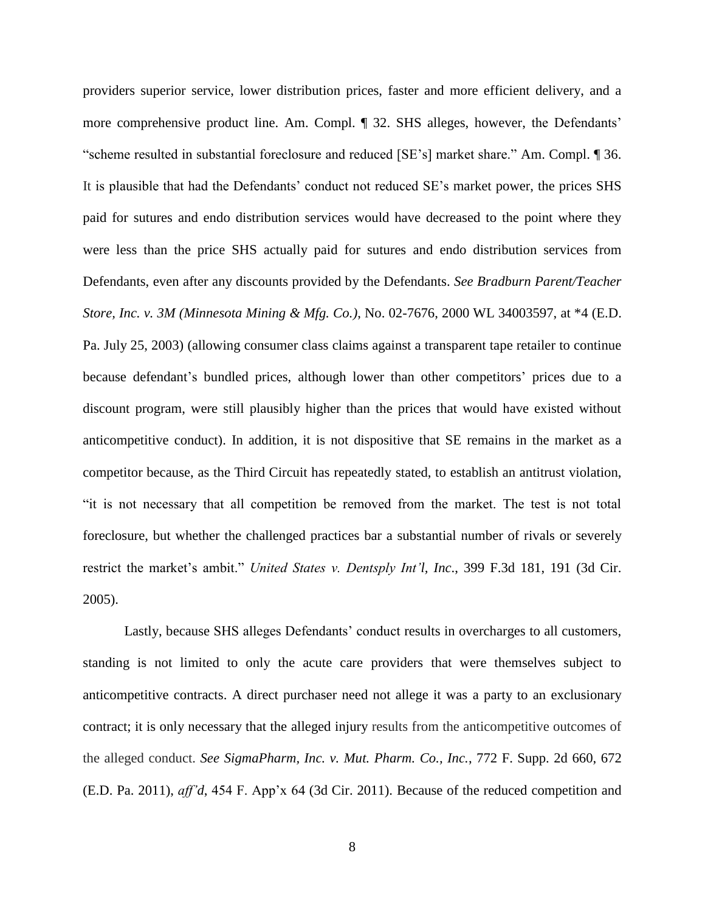providers superior service, lower distribution prices, faster and more efficient delivery, and a more comprehensive product line. Am. Compl. ¶ 32. SHS alleges, however, the Defendants' "scheme resulted in substantial foreclosure and reduced [SE's] market share." Am. Compl. ¶ 36. It is plausible that had the Defendants' conduct not reduced SE's market power, the prices SHS paid for sutures and endo distribution services would have decreased to the point where they were less than the price SHS actually paid for sutures and endo distribution services from Defendants, even after any discounts provided by the Defendants. *See Bradburn Parent/Teacher Store, Inc. v. 3M (Minnesota Mining & Mfg. Co.)*, No. 02-7676, 2000 WL 34003597, at *4 (E.D. Pa. July 25, 2003) (allowing consumer class claims against a transparent tape retailer to continue because defendant's bundled prices, although lower than other competitors' prices due to a discount program, were still plausibly higher than the prices that would have existed without anticompetitive conduct). In addition, it is not dispositive that SE remains in the market as a competitor because, as the Third Circuit has repeatedly stated, to establish an antitrust violation, "it is not necessary that all competition be removed from the market. The test is not total foreclosure, but whether the challenged practices bar a substantial number of rivals or severely restrict the market's ambit." *United States v. Dentsply Int'l, Inc.*, 399 F.3d 181, 191 (3d Cir. 2005).

Lastly, because SHS alleges Defendants' conduct results in overcharges to all customers, standing is not limited to only the acute care providers that were themselves subject to anticompetitive contracts. A direct purchaser need not allege it was a party to an exclusionary contract; it is only necessary that the alleged injury results from the anticompetitive outcomes of the alleged conduct. *See SigmaPharm, Inc. v. Mut. Pharm. Co., Inc.*, 772 F. Supp. 2d 660, 672 (E.D. Pa. 2011), *aff'd*, 454 F. App'x 64 (3d Cir. 2011). Because of the reduced competition and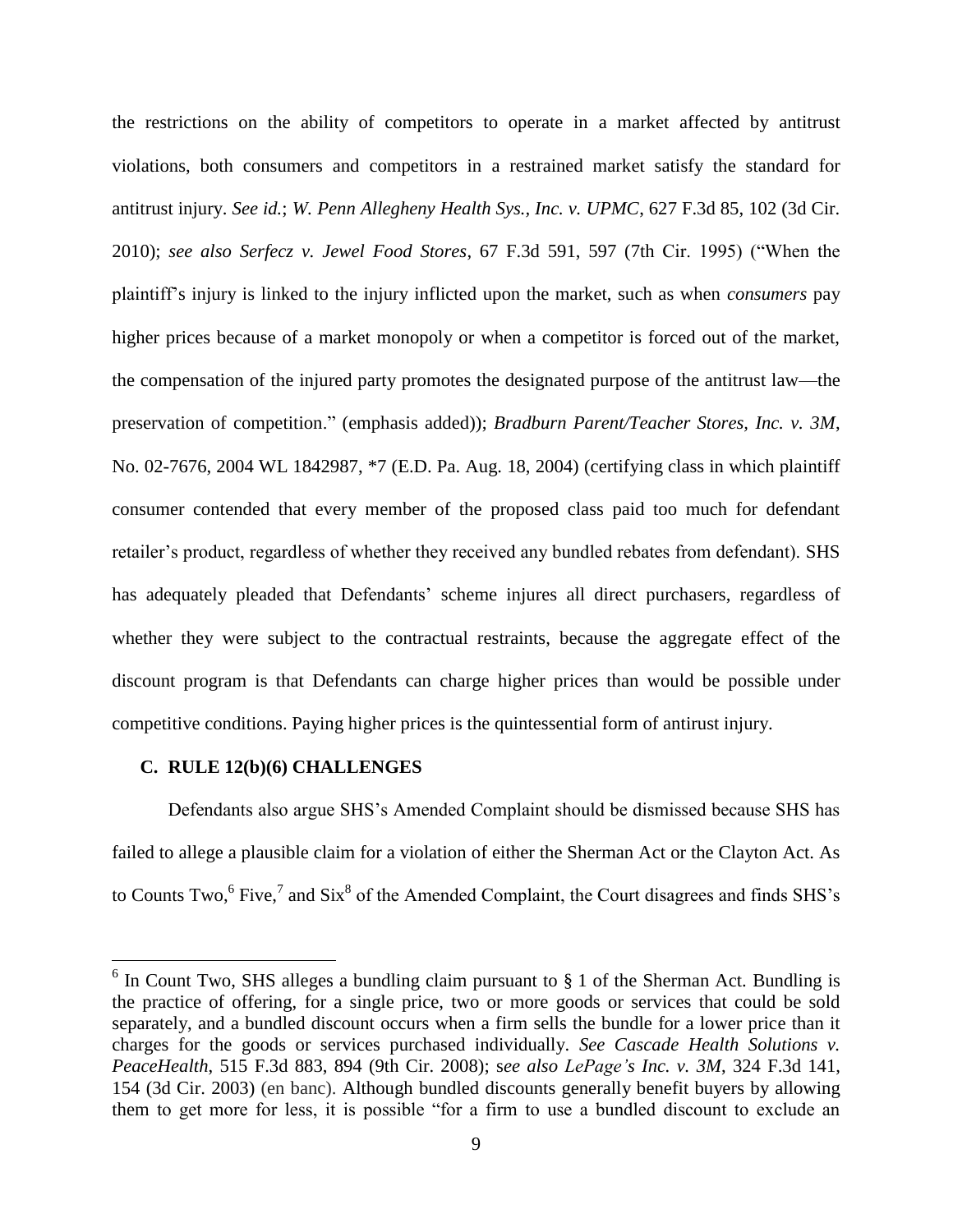the restrictions on the ability of competitors to operate in a market affected by antitrust violations, both consumers and competitors in a restrained market satisfy the standard for antitrust injury. *See id.*; *W. Penn Allegheny Health Sys., Inc. v. UPMC*, 627 F.3d 85, 102 (3d Cir. 2010); *see also Serfecz v. Jewel Food Stores*, 67 F.3d 591, 597 (7th Cir. 1995) ("When the plaintiff's injury is linked to the injury inflicted upon the market, such as when *consumers* pay higher prices because of a market monopoly or when a competitor is forced out of the market, the compensation of the injured party promotes the designated purpose of the antitrust law—the preservation of competition." (emphasis added)); *Bradburn Parent/Teacher Stores, Inc. v. 3M*, No. 02-7676, 2004 WL 1842987, \*7 (E.D. Pa. Aug. 18, 2004) (certifying class in which plaintiff consumer contended that every member of the proposed class paid too much for defendant retailer's product, regardless of whether they received any bundled rebates from defendant). SHS has adequately pleaded that Defendants' scheme injures all direct purchasers, regardless of whether they were subject to the contractual restraints, because the aggregate effect of the discount program is that Defendants can charge higher prices than would be possible under competitive conditions. Paying higher prices is the quintessential form of antitrust injury.

### C. RULE 12(b)(6) CHALLENGES

Defendants also argue SHS's Amended Complaint should be dismissed because SHS has failed to allege a plausible claim for a violation of either the Sherman Act or the Clayton Act. As to Counts Two,[6] Five,[7] and Six[8] of the Amended Complaint, the Court disagrees and finds SHS's

---

[6] In Count Two, SHS alleges a bundling claim pursuant to § 1 of the Sherman Act. Bundling is the practice of offering, for a single price, two or more goods or services that could be sold separately, and a bundled discount occurs when a firm sells the bundle for a lower price than it charges for the goods or services purchased individually. *See Cascade Health Solutions v. PeaceHealth*, 515 F.3d 883, 894 (9th Cir. 2008); s*ee also LePage's Inc. v. 3M*, 324 F.3d 141, 154 (3d Cir. 2003) (en banc). Although bundled discounts generally benefit buyers by allowing them to get more for less, it is possible "for a firm to use a bundled discount to exclude an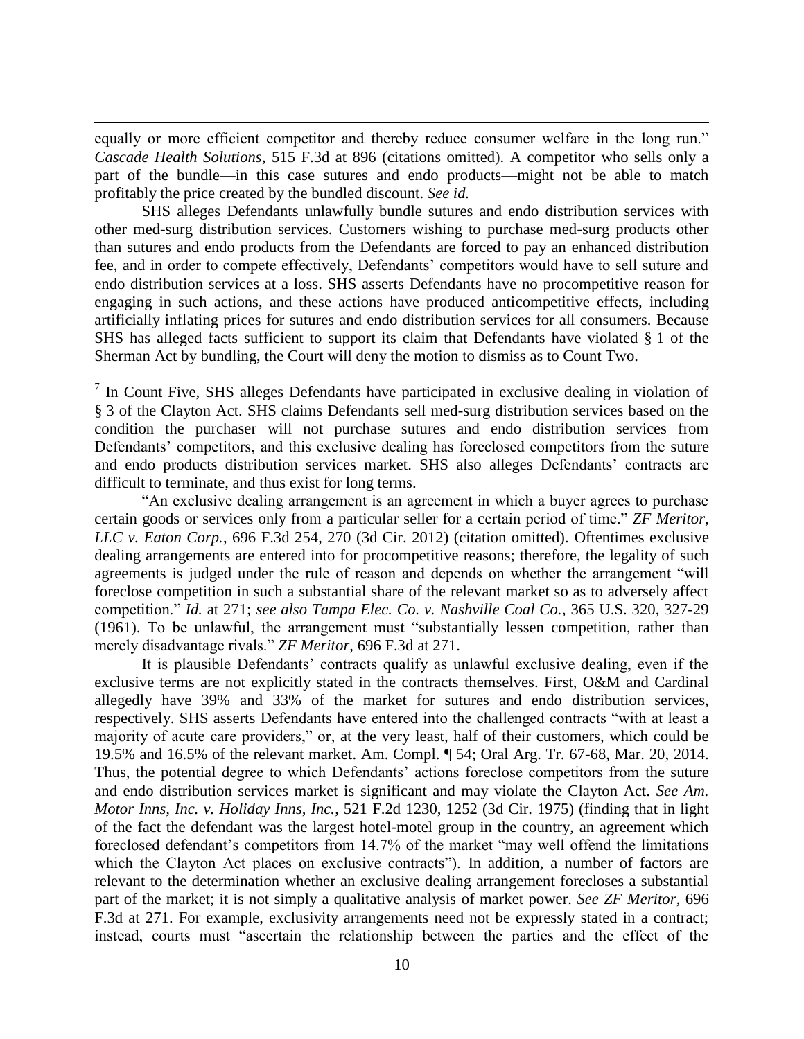equally or more efficient competitor and thereby reduce consumer welfare in the long run." *Cascade Health Solutions*, 515 F.3d at 896 (citations omitted). A competitor who sells only a part of the bundle—in this case sutures and endo products—might not be able to match profitably the price created by the bundled discount. *See id.*

SHS alleges Defendants unlawfully bundle sutures and endo distribution services with other med-surg distribution services. Customers wishing to purchase med-surg products other than sutures and endo products from the Defendants are forced to pay an enhanced distribution fee, and in order to compete effectively, Defendants' competitors would have to sell suture and endo distribution services at a loss. SHS asserts Defendants have no procompetitive reason for engaging in such actions, and these actions have produced anticompetitive effects, including artificially inflating prices for sutures and endo distribution services for all consumers. Because SHS has alleged facts sufficient to support its claim that Defendants have violated § 1 of the Sherman Act by bundling, the Court will deny the motion to dismiss as to Count Two.

[7] In Count Five, SHS alleges Defendants have participated in exclusive dealing in violation of § 3 of the Clayton Act. SHS claims Defendants sell med-surg distribution services based on the condition the purchaser will not purchase sutures and endo distribution services from Defendants' competitors, and this exclusive dealing has foreclosed competitors from the suture and endo products distribution services market. SHS also alleges Defendants' contracts are difficult to terminate, and thus exist for long terms.

"An exclusive dealing arrangement is an agreement in which a buyer agrees to purchase certain goods or services only from a particular seller for a certain period of time." *ZF Meritor, LLC v. Eaton Corp.*, 696 F.3d 254, 270 (3d Cir. 2012) (citation omitted). Oftentimes exclusive dealing arrangements are entered into for procompetitive reasons; therefore, the legality of such agreements is judged under the rule of reason and depends on whether the arrangement "will foreclose competition in such a substantial share of the relevant market so as to adversely affect competition." *Id.* at 271; *see also Tampa Elec. Co. v. Nashville Coal Co.*, 365 U.S. 320, 327-29 (1961). To be unlawful, the arrangement must "substantially lessen competition, rather than merely disadvantage rivals." *ZF Meritor*, 696 F.3d at 271.

It is plausible Defendants' contracts qualify as unlawful exclusive dealing, even if the exclusive terms are not explicitly stated in the contracts themselves. First, O&M and Cardinal allegedly have 39% and 33% of the market for sutures and endo distribution services, respectively. SHS asserts Defendants have entered into the challenged contracts "with at least a majority of acute care providers," or, at the very least, half of their customers, which could be 19.5% and 16.5% of the relevant market. Am. Compl. ¶ 54; Oral Arg. Tr. 67-68, Mar. 20, 2014. Thus, the potential degree to which Defendants' actions foreclose competitors from the suture and endo distribution services market is significant and may violate the Clayton Act. *See Am. Motor Inns, Inc. v. Holiday Inns, Inc.*, 521 F.2d 1230, 1252 (3d Cir. 1975) (finding that in light of the fact the defendant was the largest hotel-motel group in the country, an agreement which foreclosed defendant's competitors from 14.7% of the market "may well offend the limitations which the Clayton Act places on exclusive contracts"). In addition, a number of factors are relevant to the determination whether an exclusive dealing arrangement forecloses a substantial part of the market; it is not simply a qualitative analysis of market power. *See ZF Meritor*, 696 F.3d at 271. For example, exclusivity arrangements need not be expressly stated in a contract; instead, courts must "ascertain the relationship between the parties and the effect of the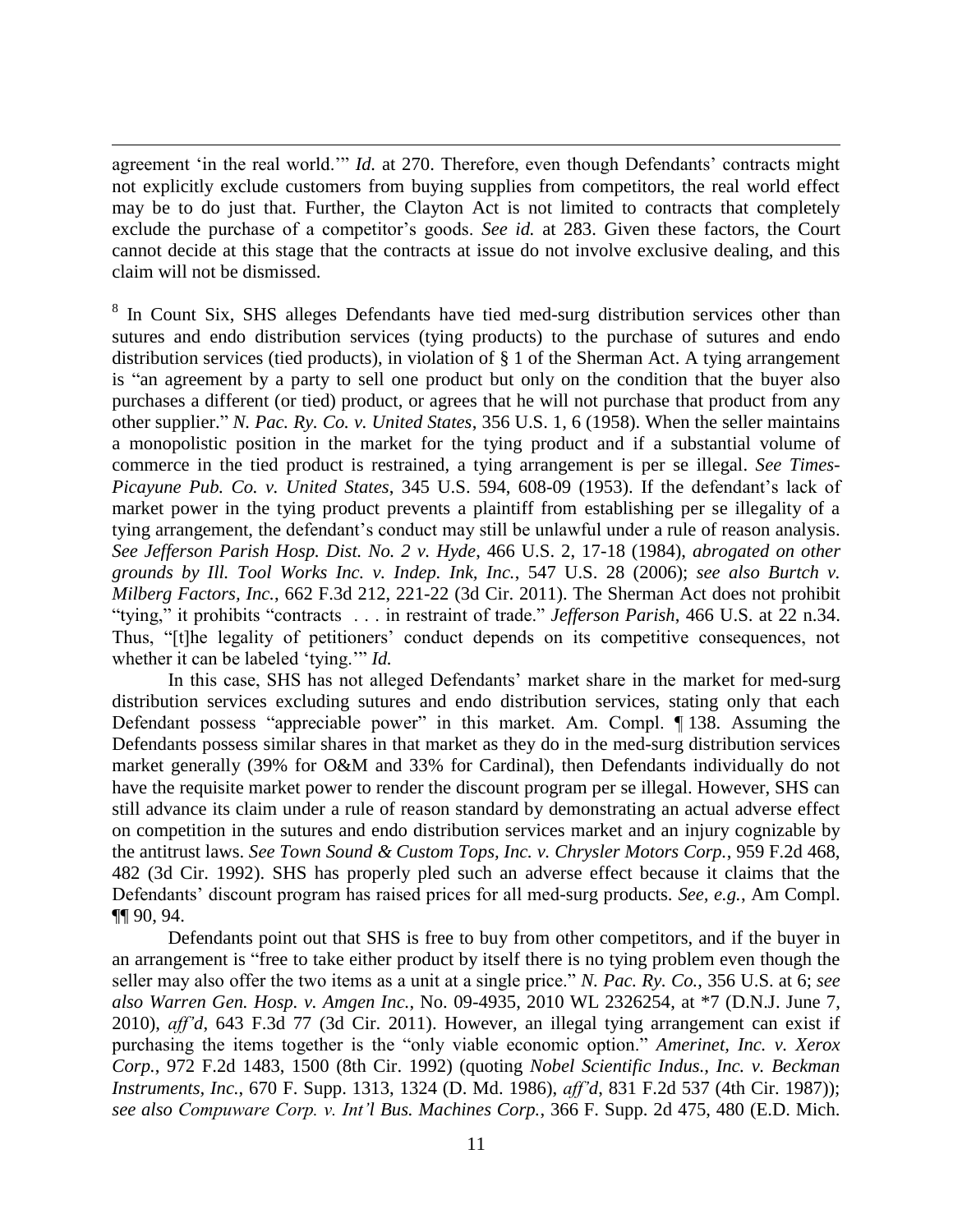agreement 'in the real world.'" *Id.* at 270. Therefore, even though Defendants' contracts might not explicitly exclude customers from buying supplies from competitors, the real world effect may be to do just that. Further, the Clayton Act is not limited to contracts that completely exclude the purchase of a competitor's goods. *See id.* at 283. Given these factors, the Court cannot decide at this stage that the contracts at issue do not involve exclusive dealing, and this claim will not be dismissed.

[8] In Count Six, SHS alleges Defendants have tied med-surg distribution services other than sutures and endo distribution services (tying products) to the purchase of sutures and endo distribution services (tied products), in violation of § 1 of the Sherman Act. A tying arrangement is "an agreement by a party to sell one product but only on the condition that the buyer also purchases a different (or tied) product, or agrees that he will not purchase that product from any other supplier." *N. Pac. Ry. Co. v. United States*, 356 U.S. 1, 6 (1958). When the seller maintains a monopolistic position in the market for the tying product and if a substantial volume of commerce in the tied product is restrained, a tying arrangement is per se illegal. *See Times-Picayune Pub. Co. v. United States*, 345 U.S. 594, 608-09 (1953). If the defendant's lack of market power in the tying product prevents a plaintiff from establishing per se illegality of a tying arrangement, the defendant's conduct may still be unlawful under a rule of reason analysis. *See Jefferson Parish Hosp. Dist. No. 2 v. Hyde*, 466 U.S. 2, 17-18 (1984), *abrogated on other grounds by Ill. Tool Works Inc. v. Indep. Ink, Inc.*, 547 U.S. 28 (2006); *see also Burtch v. Milberg Factors, Inc.*, 662 F.3d 212, 221-22 (3d Cir. 2011). The Sherman Act does not prohibit "tying," it prohibits "contracts . . . in restraint of trade." *Jefferson Parish*, 466 U.S. at 22 n.34. Thus, "[t]he legality of petitioners' conduct depends on its competitive consequences, not whether it can be labeled 'tying.'" *Id.*

In this case, SHS has not alleged Defendants' market share in the market for med-surg distribution services excluding sutures and endo distribution services, stating only that each Defendant possess "appreciable power" in this market. Am. Compl. ¶ 138. Assuming the Defendants possess similar shares in that market as they do in the med-surg distribution services market generally (39% for O&M and 33% for Cardinal), then Defendants individually do not have the requisite market power to render the discount program per se illegal. However, SHS can still advance its claim under a rule of reason standard by demonstrating an actual adverse effect on competition in the sutures and endo distribution services market and an injury cognizable by the antitrust laws. *See Town Sound & Custom Tops, Inc. v. Chrysler Motors Corp.*, 959 F.2d 468, 482 (3d Cir. 1992). SHS has properly pled such an adverse effect because it claims that the Defendants' discount program has raised prices for all med-surg products. *See, e.g.*, Am Compl. ¶¶ 90, 94.

Defendants point out that SHS is free to buy from other competitors, and if the buyer in an arrangement is "free to take either product by itself there is no tying problem even though the seller may also offer the two items as a unit at a single price." *N. Pac. Ry. Co.*, 356 U.S. at 6; *see also Warren Gen. Hosp. v. Amgen Inc.*, No. 09-4935, 2010 WL 2326254, at *7 (D.N.J. June 7, 2010), *aff'd*, 643 F.3d 77 (3d Cir. 2011). However, an illegal tying arrangement can exist if purchasing the items together is the "only viable economic option." *Amerinet, Inc. v. Xerox Corp.*, 972 F.2d 1483, 1500 (8th Cir. 1992) (quoting *Nobel Scientific Indus., Inc. v. Beckman Instruments, Inc.*, 670 F. Supp. 1313, 1324 (D. Md. 1986), *aff'd*, 831 F.2d 537 (4th Cir. 1987)); *see also Compuware Corp. v. Int'l Bus. Machines Corp.*, 366 F. Supp. 2d 475, 480 (E.D. Mich.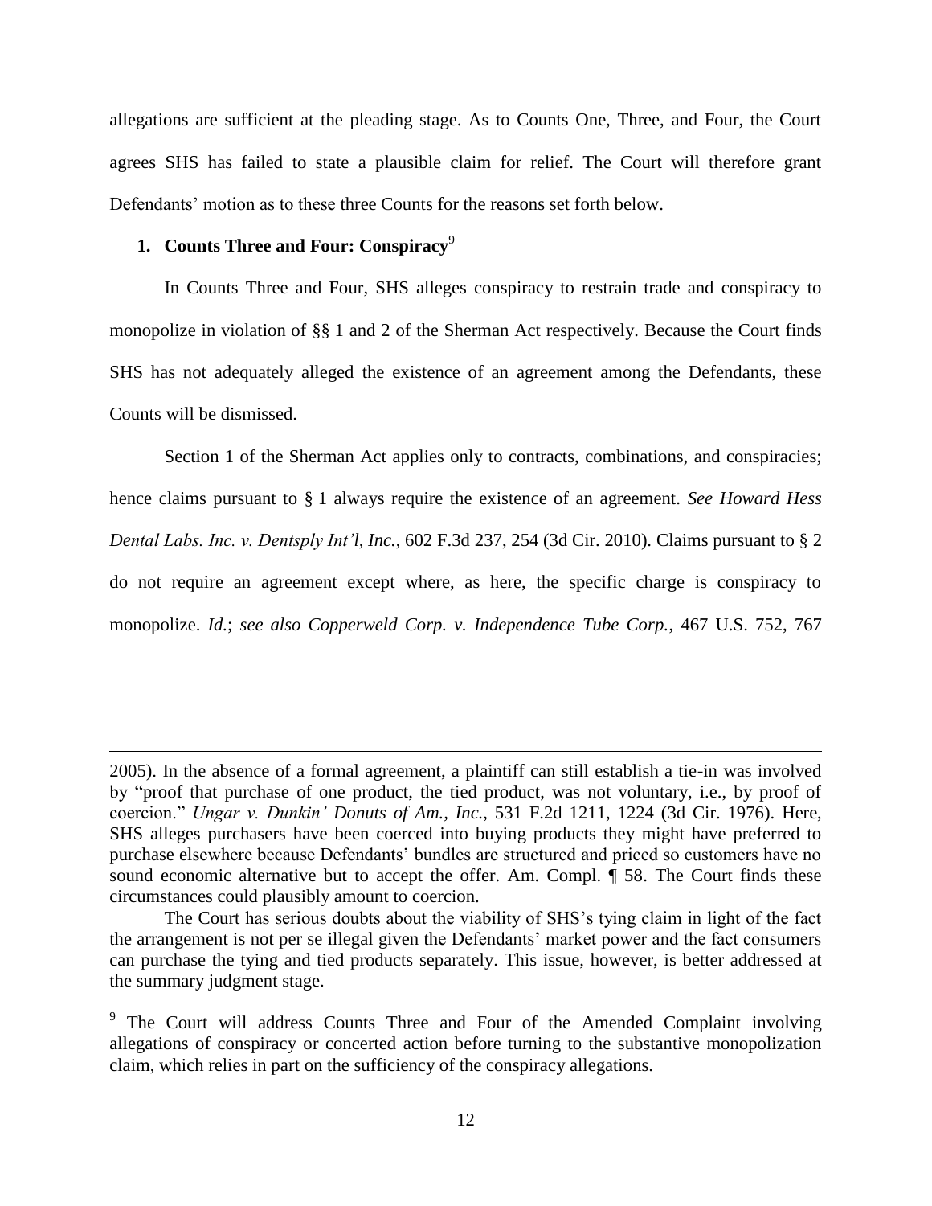allegations are sufficient at the pleading stage. As to Counts One, Three, and Four, the Court agrees SHS has failed to state a plausible claim for relief. The Court will therefore grant Defendants' motion as to these three Counts for the reasons set forth below.

### 1. Counts Three and Four: Conspiracy[9]

In Counts Three and Four, SHS alleges conspiracy to restrain trade and conspiracy to monopolize in violation of §§ 1 and 2 of the Sherman Act respectively. Because the Court finds SHS has not adequately alleged the existence of an agreement among the Defendants, these Counts will be dismissed.

Section 1 of the Sherman Act applies only to contracts, combinations, and conspiracies; hence claims pursuant to § 1 always require the existence of an agreement. *See Howard Hess Dental Labs. Inc. v. Dentsply Int'l, Inc.*, 602 F.3d 237, 254 (3d Cir. 2010). Claims pursuant to § 2 do not require an agreement except where, as here, the specific charge is conspiracy to monopolize. *Id.*; *see also Copperweld Corp. v. Independence Tube Corp.*, 467 U.S. 752, 767

---

2005). In the absence of a formal agreement, a plaintiff can still establish a tie-in was involved by "proof that purchase of one product, the tied product, was not voluntary, i.e., by proof of coercion." *Ungar v. Dunkin' Donuts of Am., Inc.*, 531 F.2d 1211, 1224 (3d Cir. 1976). Here, SHS alleges purchasers have been coerced into buying products they might have preferred to purchase elsewhere because Defendants' bundles are structured and priced so customers have no sound economic alternative but to accept the offer. Am. Compl. ¶ 58. The Court finds these circumstances could plausibly amount to coercion.

The Court has serious doubts about the viability of SHS's tying claim in light of the fact the arrangement is not per se illegal given the Defendants' market power and the fact consumers can purchase the tying and tied products separately. This issue, however, is better addressed at the summary judgment stage.

[9] The Court will address Counts Three and Four of the Amended Complaint involving allegations of conspiracy or concerted action before turning to the substantive monopolization claim, which relies in part on the sufficiency of the conspiracy allegations.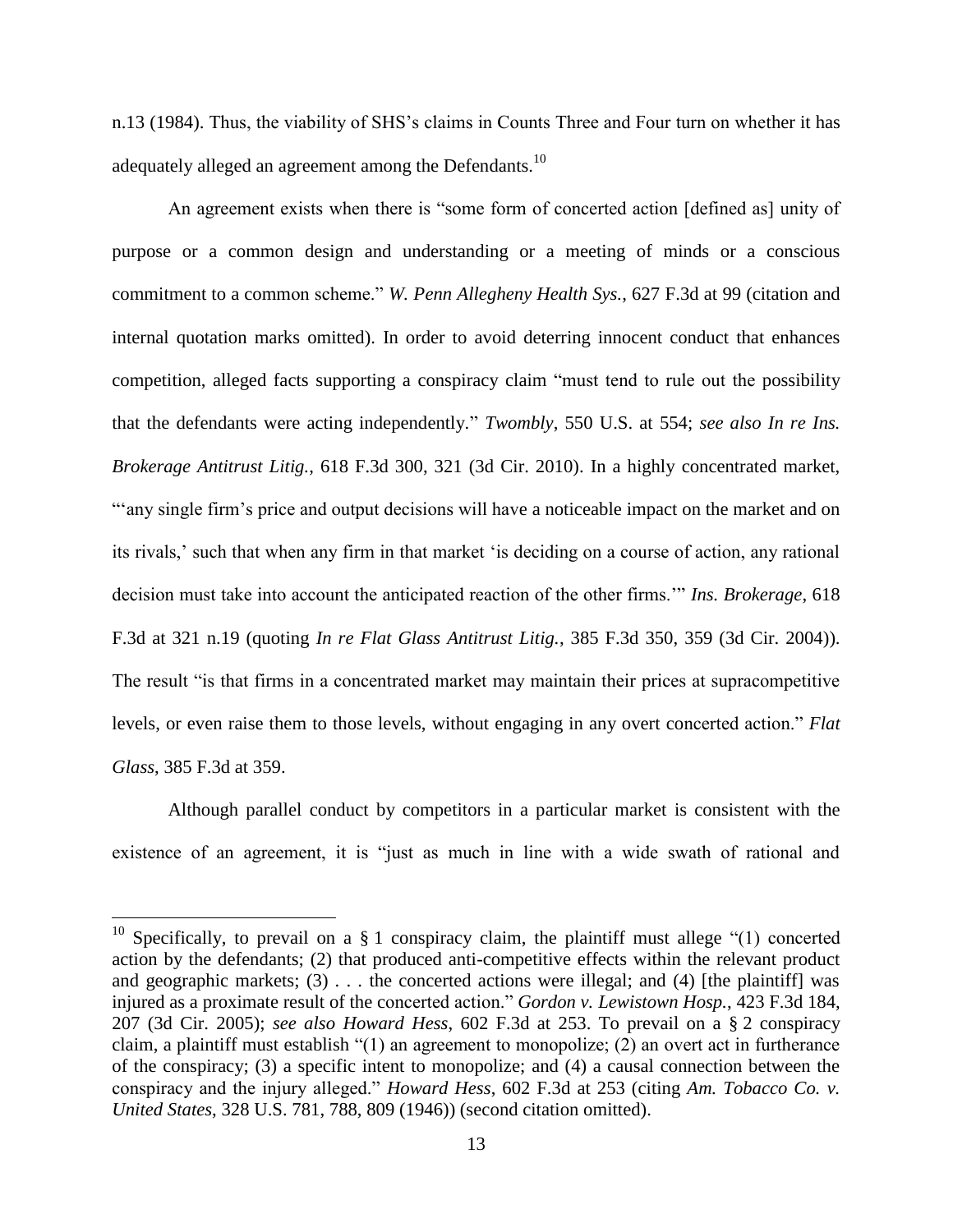n.13 (1984). Thus, the viability of SHS's claims in Counts Three and Four turn on whether it has adequately alleged an agreement among the Defendants.[10]

An agreement exists when there is "some form of concerted action [defined as] unity of purpose or a common design and understanding or a meeting of minds or a conscious commitment to a common scheme." *W. Penn Allegheny Health Sys.*, 627 F.3d at 99 (citation and internal quotation marks omitted). In order to avoid deterring innocent conduct that enhances competition, alleged facts supporting a conspiracy claim "must tend to rule out the possibility that the defendants were acting independently." *Twombly*, 550 U.S. at 554; *see also In re Ins. Brokerage Antitrust Litig.*, 618 F.3d 300, 321 (3d Cir. 2010). In a highly concentrated market, "'any single firm's price and output decisions will have a noticeable impact on the market and on its rivals,' such that when any firm in that market 'is deciding on a course of action, any rational decision must take into account the anticipated reaction of the other firms.'" *Ins. Brokerage*, 618 F.3d at 321 n.19 (quoting *In re Flat Glass Antitrust Litig.*, 385 F.3d 350, 359 (3d Cir. 2004)). The result "is that firms in a concentrated market may maintain their prices at supracompetitive levels, or even raise them to those levels, without engaging in any overt concerted action." *Flat Glass*, 385 F.3d at 359.

Although parallel conduct by competitors in a particular market is consistent with the existence of an agreement, it is "just as much in line with a wide swath of rational and

---

[10] Specifically, to prevail on a § 1 conspiracy claim, the plaintiff must allege "(1) concerted action by the defendants; (2) that produced anti-competitive effects within the relevant product and geographic markets; (3) . . . the concerted actions were illegal; and (4) [the plaintiff] was injured as a proximate result of the concerted action." *Gordon v. Lewistown Hosp.*, 423 F.3d 184, 207 (3d Cir. 2005); *see also Howard Hess*, 602 F.3d at 253. To prevail on a § 2 conspiracy claim, a plaintiff must establish "(1) an agreement to monopolize; (2) an overt act in furtherance of the conspiracy; (3) a specific intent to monopolize; and (4) a causal connection between the conspiracy and the injury alleged." *Howard Hess*, 602 F.3d at 253 (citing *Am. Tobacco Co. v. United States*, 328 U.S. 781, 788, 809 (1946)) (second citation omitted).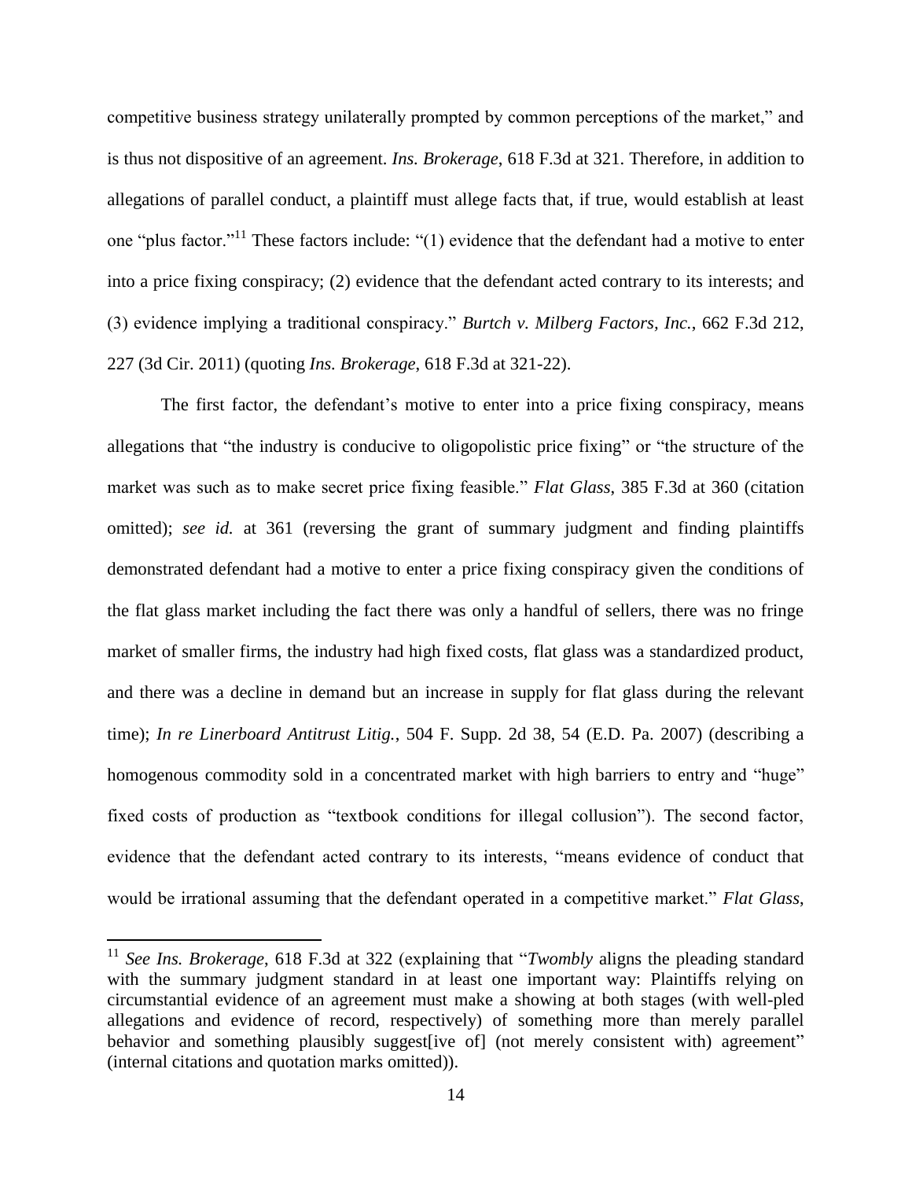competitive business strategy unilaterally prompted by common perceptions of the market," and is thus not dispositive of an agreement. *Ins. Brokerage*, 618 F.3d at 321. Therefore, in addition to allegations of parallel conduct, a plaintiff must allege facts that, if true, would establish at least one "plus factor."[11] These factors include: "(1) evidence that the defendant had a motive to enter into a price fixing conspiracy; (2) evidence that the defendant acted contrary to its interests; and (3) evidence implying a traditional conspiracy." *Burtch v. Milberg Factors, Inc.*, 662 F.3d 212, 227 (3d Cir. 2011) (quoting *Ins. Brokerage*, 618 F.3d at 321-22).

The first factor, the defendant's motive to enter into a price fixing conspiracy, means allegations that "the industry is conducive to oligopolistic price fixing" or "the structure of the market was such as to make secret price fixing feasible." *Flat Glass*, 385 F.3d at 360 (citation omitted); *see id.* at 361 (reversing the grant of summary judgment and finding plaintiffs demonstrated defendant had a motive to enter a price fixing conspiracy given the conditions of the flat glass market including the fact there was only a handful of sellers, there was no fringe market of smaller firms, the industry had high fixed costs, flat glass was a standardized product, and there was a decline in demand but an increase in supply for flat glass during the relevant time); *In re Linerboard Antitrust Litig.*, 504 F. Supp. 2d 38, 54 (E.D. Pa. 2007) (describing a homogenous commodity sold in a concentrated market with high barriers to entry and "huge" fixed costs of production as "textbook conditions for illegal collusion"). The second factor, evidence that the defendant acted contrary to its interests, "means evidence of conduct that would be irrational assuming that the defendant operated in a competitive market." *Flat Glass*,

---

[11] *See Ins. Brokerage*, 618 F.3d at 322 (explaining that "*Twombly* aligns the pleading standard with the summary judgment standard in at least one important way: Plaintiffs relying on circumstantial evidence of an agreement must make a showing at both stages (with well-pled allegations and evidence of record, respectively) of something more than merely parallel behavior and something plausibly suggest[ive of] (not merely consistent with) agreement" (internal citations and quotation marks omitted)).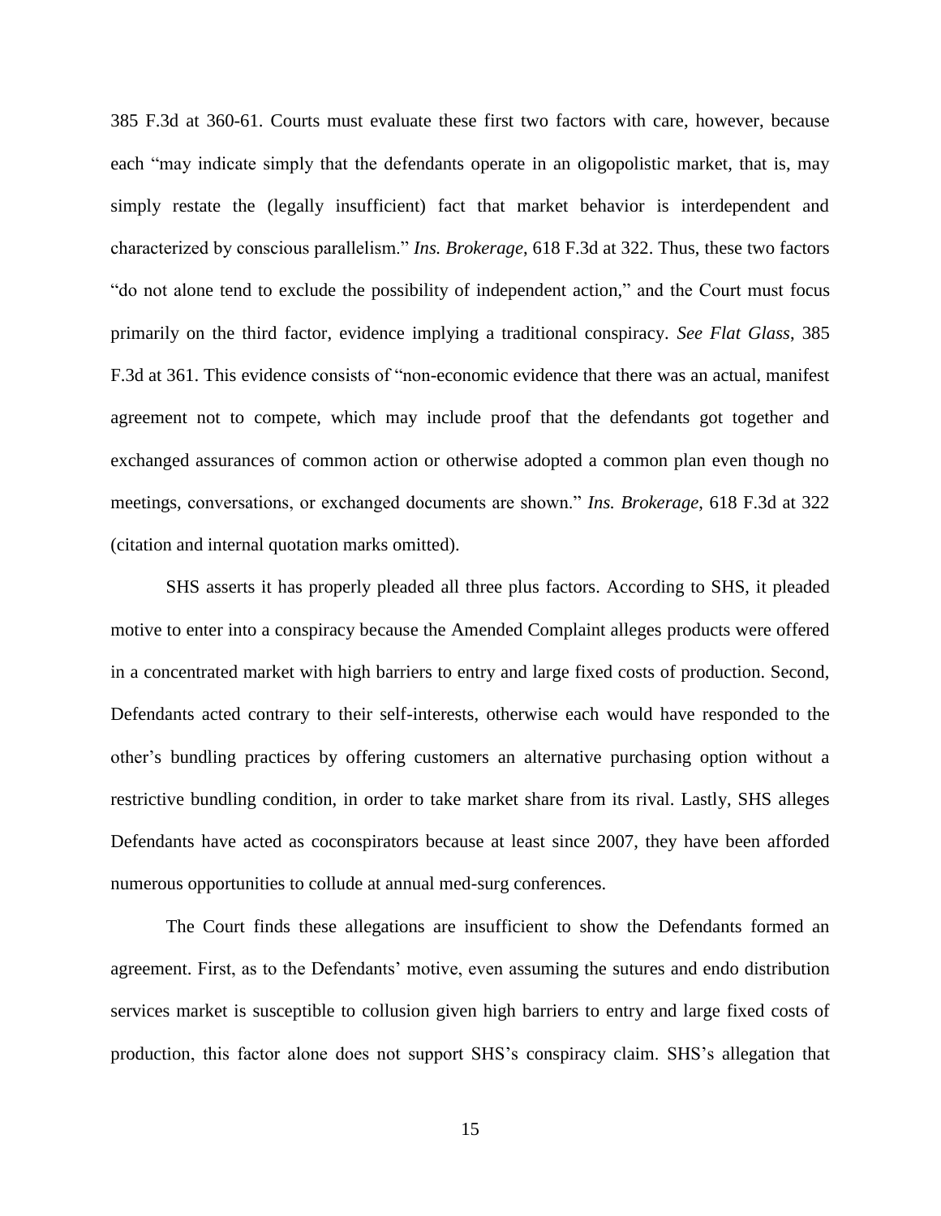385 F.3d at 360-61. Courts must evaluate these first two factors with care, however, because each "may indicate simply that the defendants operate in an oligopolistic market, that is, may simply restate the (legally insufficient) fact that market behavior is interdependent and characterized by conscious parallelism." *Ins. Brokerage*, 618 F.3d at 322. Thus, these two factors "do not alone tend to exclude the possibility of independent action," and the Court must focus primarily on the third factor, evidence implying a traditional conspiracy. *See Flat Glass*, 385 F.3d at 361. This evidence consists of "non-economic evidence that there was an actual, manifest agreement not to compete, which may include proof that the defendants got together and exchanged assurances of common action or otherwise adopted a common plan even though no meetings, conversations, or exchanged documents are shown." *Ins. Brokerage*, 618 F.3d at 322 (citation and internal quotation marks omitted).

SHS asserts it has properly pleaded all three plus factors. According to SHS, it pleaded motive to enter into a conspiracy because the Amended Complaint alleges products were offered in a concentrated market with high barriers to entry and large fixed costs of production. Second, Defendants acted contrary to their self-interests, otherwise each would have responded to the other's bundling practices by offering customers an alternative purchasing option without a restrictive bundling condition, in order to take market share from its rival. Lastly, SHS alleges Defendants have acted as coconspirators because at least since 2007, they have been afforded numerous opportunities to collude at annual med-surg conferences.

The Court finds these allegations are insufficient to show the Defendants formed an agreement. First, as to the Defendants' motive, even assuming the sutures and endo distribution services market is susceptible to collusion given high barriers to entry and large fixed costs of production, this factor alone does not support SHS's conspiracy claim. SHS's allegation that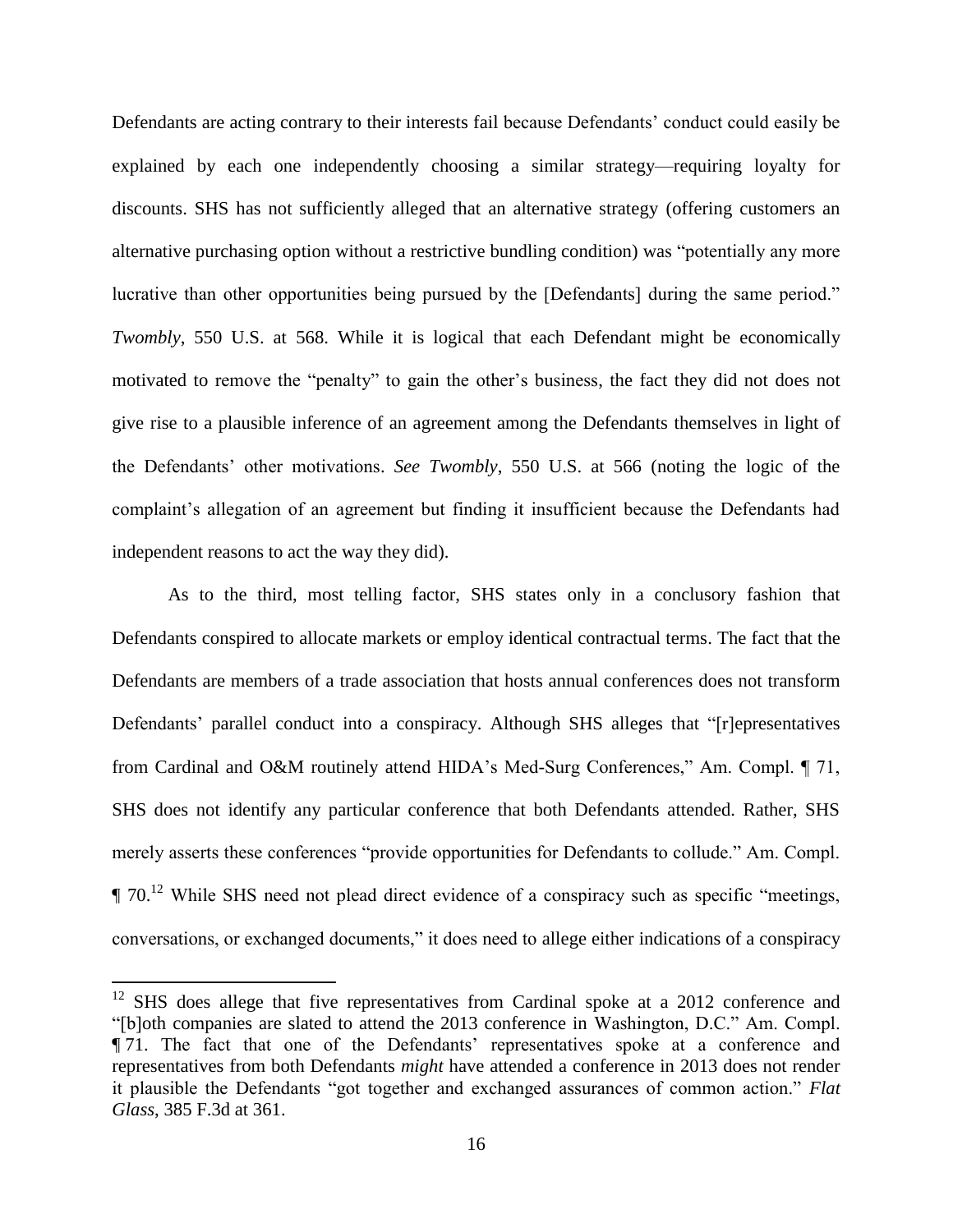Defendants are acting contrary to their interests fail because Defendants' conduct could easily be explained by each one independently choosing a similar strategy—requiring loyalty for discounts. SHS has not sufficiently alleged that an alternative strategy (offering customers an alternative purchasing option without a restrictive bundling condition) was "potentially any more lucrative than other opportunities being pursued by the [Defendants] during the same period." *Twombly*, 550 U.S. at 568. While it is logical that each Defendant might be economically motivated to remove the "penalty" to gain the other's business, the fact they did not does not give rise to a plausible inference of an agreement among the Defendants themselves in light of the Defendants' other motivations. *See Twombly*, 550 U.S. at 566 (noting the logic of the complaint's allegation of an agreement but finding it insufficient because the Defendants had independent reasons to act the way they did).

As to the third, most telling factor, SHS states only in a conclusory fashion that Defendants conspired to allocate markets or employ identical contractual terms. The fact that the Defendants are members of a trade association that hosts annual conferences does not transform Defendants' parallel conduct into a conspiracy. Although SHS alleges that "[r]epresentatives from Cardinal and O&M routinely attend HIDA's Med-Surg Conferences," Am. Compl. ¶ 71, SHS does not identify any particular conference that both Defendants attended. Rather, SHS merely asserts these conferences "provide opportunities for Defendants to collude." Am. Compl. ¶ 70.[12] While SHS need not plead direct evidence of a conspiracy such as specific "meetings, conversations, or exchanged documents," it does need to allege either indications of a conspiracy

---

[12] SHS does allege that five representatives from Cardinal spoke at a 2012 conference and "[b]oth companies are slated to attend the 2013 conference in Washington, D.C." Am. Compl. ¶ 71. The fact that one of the Defendants' representatives spoke at a conference and representatives from both Defendants *might* have attended a conference in 2013 does not render it plausible the Defendants "got together and exchanged assurances of common action." *Flat Glass*, 385 F.3d at 361.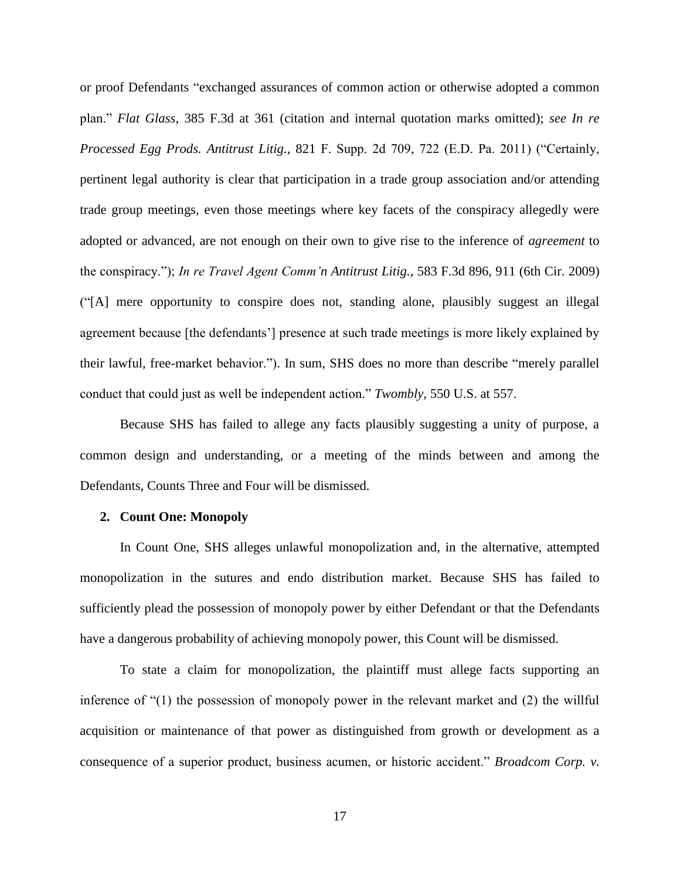or proof Defendants "exchanged assurances of common action or otherwise adopted a common plan." *Flat Glass*, 385 F.3d at 361 (citation and internal quotation marks omitted); *see In re Processed Egg Prods. Antitrust Litig.*, 821 F. Supp. 2d 709, 722 (E.D. Pa. 2011) ("Certainly, pertinent legal authority is clear that participation in a trade group association and/or attending trade group meetings, even those meetings where key facets of the conspiracy allegedly were adopted or advanced, are not enough on their own to give rise to the inference of *agreement* to the conspiracy."); *In re Travel Agent Comm'n Antitrust Litig.*, 583 F.3d 896, 911 (6th Cir. 2009) ("[A] mere opportunity to conspire does not, standing alone, plausibly suggest an illegal agreement because [the defendants'] presence at such trade meetings is more likely explained by their lawful, free-market behavior."). In sum, SHS does no more than describe "merely parallel conduct that could just as well be independent action." *Twombly*, 550 U.S. at 557.

Because SHS has failed to allege any facts plausibly suggesting a unity of purpose, a common design and understanding, or a meeting of the minds between and among the Defendants, Counts Three and Four will be dismissed.

**2. Count One: Monopoly**

In Count One, SHS alleges unlawful monopolization and, in the alternative, attempted monopolization in the sutures and endo distribution market. Because SHS has failed to sufficiently plead the possession of monopoly power by either Defendant or that the Defendants have a dangerous probability of achieving monopoly power, this Count will be dismissed.

To state a claim for monopolization, the plaintiff must allege facts supporting an inference of "(1) the possession of monopoly power in the relevant market and (2) the willful acquisition or maintenance of that power as distinguished from growth or development as a consequence of a superior product, business acumen, or historic accident." *Broadcom Corp. v.*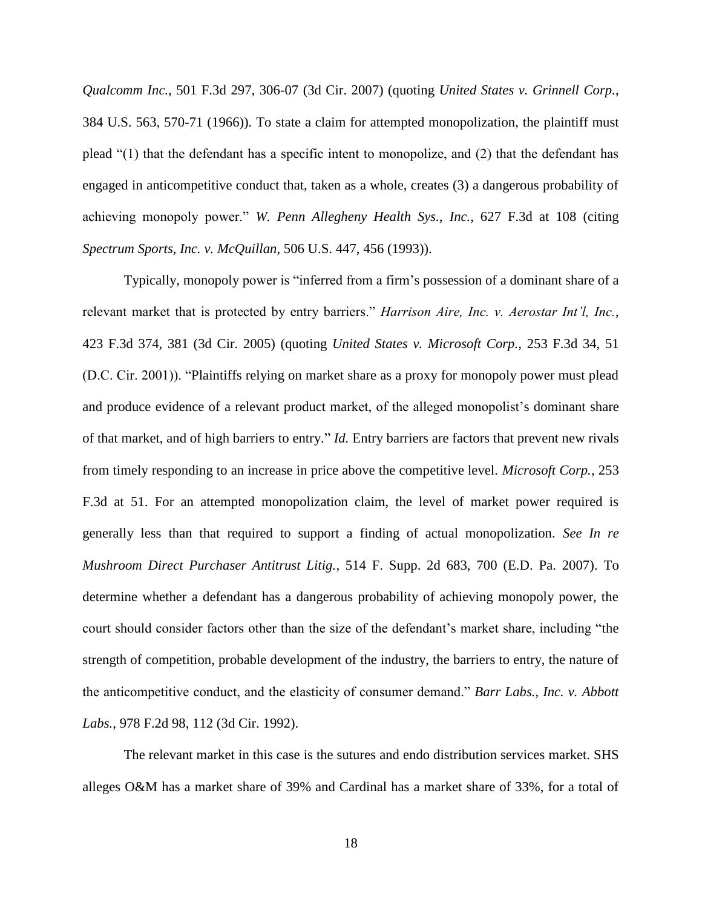*Qualcomm Inc.*, 501 F.3d 297, 306-07 (3d Cir. 2007) (quoting *United States v. Grinnell Corp.*, 384 U.S. 563, 570-71 (1966)). To state a claim for attempted monopolization, the plaintiff must plead "(1) that the defendant has a specific intent to monopolize, and (2) that the defendant has engaged in anticompetitive conduct that, taken as a whole, creates (3) a dangerous probability of achieving monopoly power." *W. Penn Allegheny Health Sys., Inc.*, 627 F.3d at 108 (citing *Spectrum Sports, Inc. v. McQuillan*, 506 U.S. 447, 456 (1993)).

Typically, monopoly power is "inferred from a firm's possession of a dominant share of a relevant market that is protected by entry barriers." *Harrison Aire, Inc. v. Aerostar Int'l, Inc.*, 423 F.3d 374, 381 (3d Cir. 2005) (quoting *United States v. Microsoft Corp.*, 253 F.3d 34, 51 (D.C. Cir. 2001)). "Plaintiffs relying on market share as a proxy for monopoly power must plead and produce evidence of a relevant product market, of the alleged monopolist's dominant share of that market, and of high barriers to entry." *Id.* Entry barriers are factors that prevent new rivals from timely responding to an increase in price above the competitive level. *Microsoft Corp.*, 253 F.3d at 51. For an attempted monopolization claim, the level of market power required is generally less than that required to support a finding of actual monopolization. *See In re Mushroom Direct Purchaser Antitrust Litig.*, 514 F. Supp. 2d 683, 700 (E.D. Pa. 2007). To determine whether a defendant has a dangerous probability of achieving monopoly power, the court should consider factors other than the size of the defendant's market share, including "the strength of competition, probable development of the industry, the barriers to entry, the nature of the anticompetitive conduct, and the elasticity of consumer demand." *Barr Labs., Inc. v. Abbott Labs.*, 978 F.2d 98, 112 (3d Cir. 1992).

The relevant market in this case is the sutures and endo distribution services market. SHS alleges O&M has a market share of 39% and Cardinal has a market share of 33%, for a total of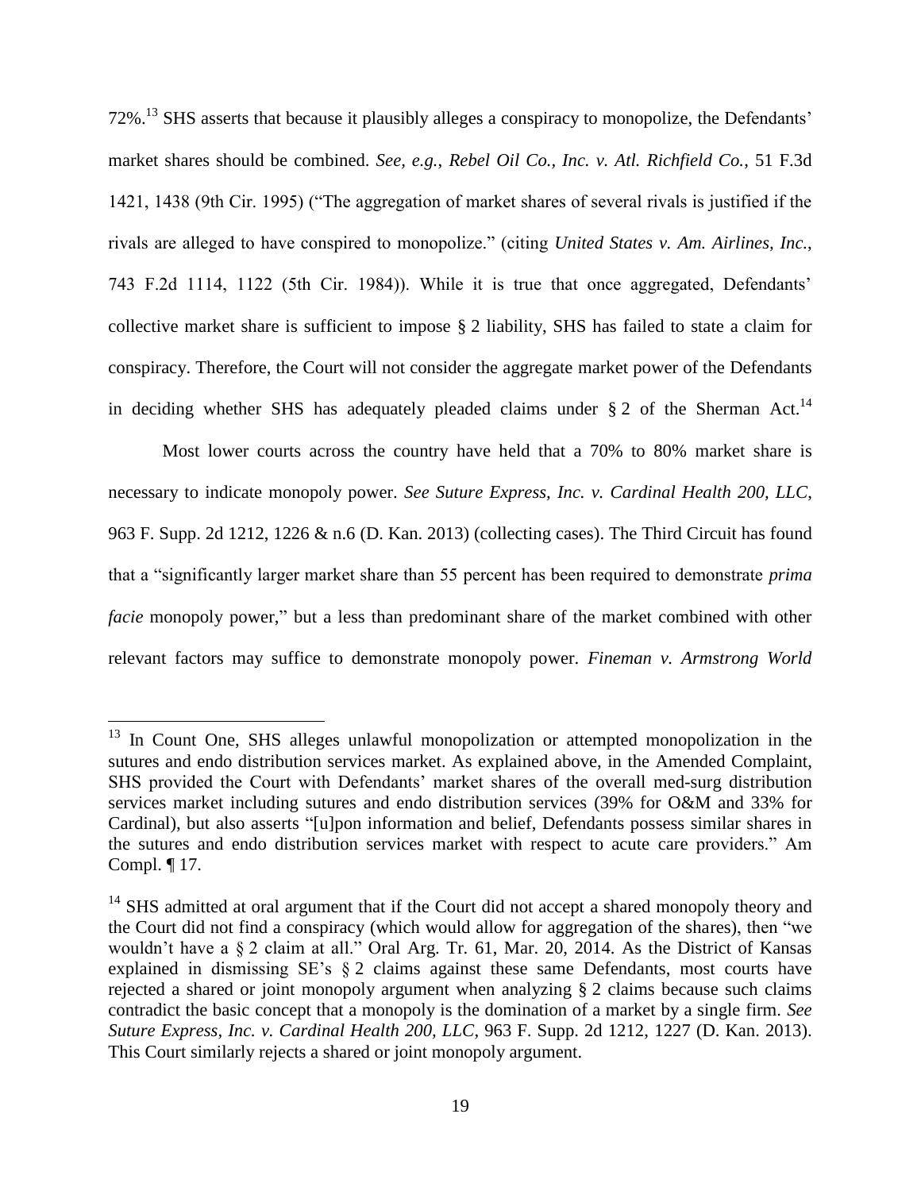72%.[13] SHS asserts that because it plausibly alleges a conspiracy to monopolize, the Defendants' market shares should be combined. *See, e.g.*, *Rebel Oil Co., Inc. v. Atl. Richfield Co.*, 51 F.3d 1421, 1438 (9th Cir. 1995) ("The aggregation of market shares of several rivals is justified if the rivals are alleged to have conspired to monopolize." (citing *United States v. Am. Airlines, Inc.*, 743 F.2d 1114, 1122 (5th Cir. 1984)). While it is true that once aggregated, Defendants' collective market share is sufficient to impose § 2 liability, SHS has failed to state a claim for conspiracy. Therefore, the Court will not consider the aggregate market power of the Defendants in deciding whether SHS has adequately pleaded claims under § 2 of the Sherman Act.[14]

Most lower courts across the country have held that a 70% to 80% market share is necessary to indicate monopoly power. *See Suture Express, Inc. v. Cardinal Health 200, LLC*, 963 F. Supp. 2d 1212, 1226 & n.6 (D. Kan. 2013) (collecting cases). The Third Circuit has found that a "significantly larger market share than 55 percent has been required to demonstrate *prima facie* monopoly power," but a less than predominant share of the market combined with other relevant factors may suffice to demonstrate monopoly power. *Fineman v. Armstrong World*

---

[13] In Count One, SHS alleges unlawful monopolization or attempted monopolization in the sutures and endo distribution services market. As explained above, in the Amended Complaint, SHS provided the Court with Defendants' market shares of the overall med-surg distribution services market including sutures and endo distribution services (39% for O&M and 33% for Cardinal), but also asserts "[u]pon information and belief, Defendants possess similar shares in the sutures and endo distribution services market with respect to acute care providers." Am Compl. ¶ 17.

[14] SHS admitted at oral argument that if the Court did not accept a shared monopoly theory and the Court did not find a conspiracy (which would allow for aggregation of the shares), then "we wouldn't have a § 2 claim at all." Oral Arg. Tr. 61, Mar. 20, 2014. As the District of Kansas explained in dismissing SE's § 2 claims against these same Defendants, most courts have rejected a shared or joint monopoly argument when analyzing § 2 claims because such claims contradict the basic concept that a monopoly is the domination of a market by a single firm. *See Suture Express, Inc. v. Cardinal Health 200, LLC*, 963 F. Supp. 2d 1212, 1227 (D. Kan. 2013). This Court similarly rejects a shared or joint monopoly argument.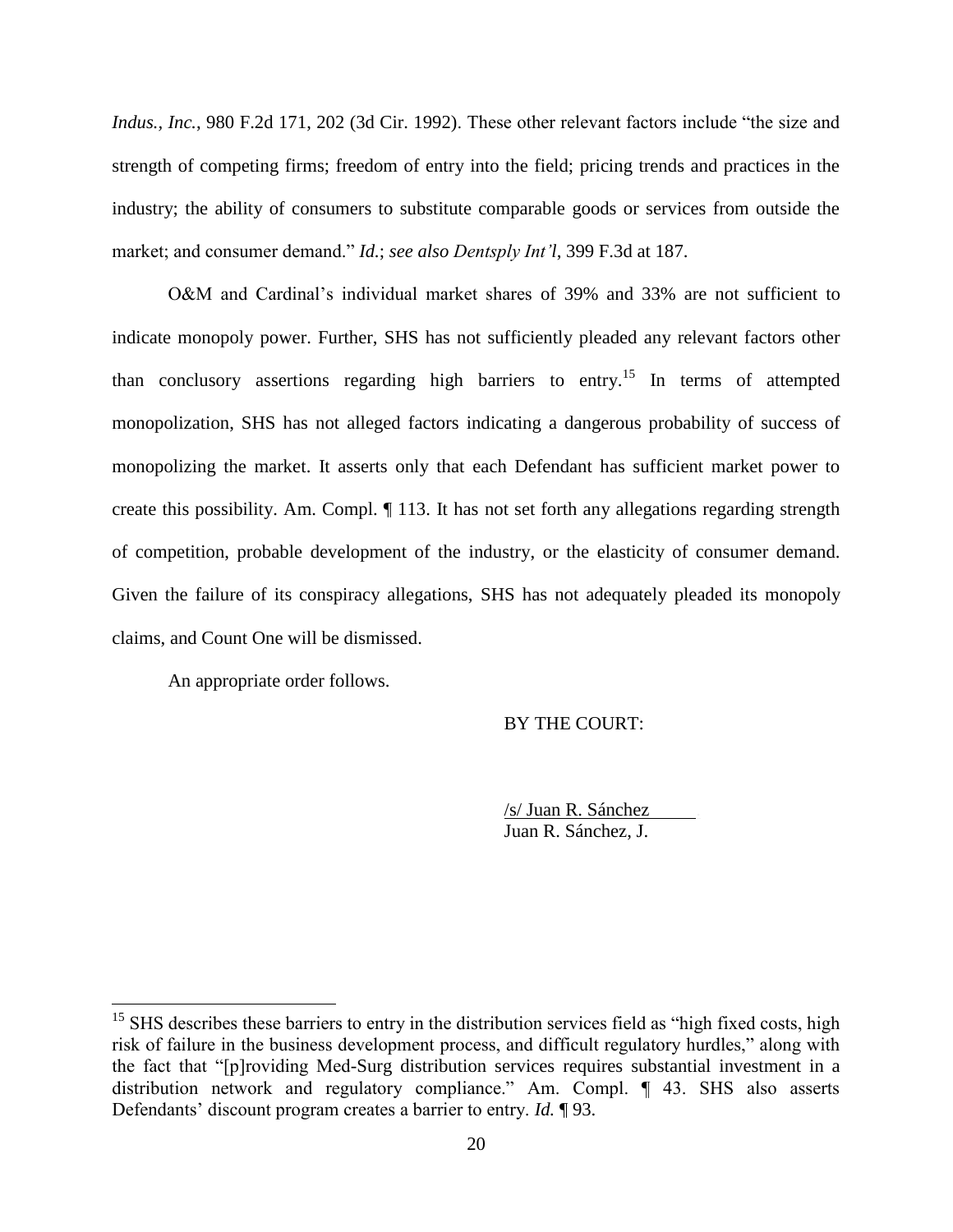*Indus., Inc.*, 980 F.2d 171, 202 (3d Cir. 1992). These other relevant factors include "the size and strength of competing firms; freedom of entry into the field; pricing trends and practices in the industry; the ability of consumers to substitute comparable goods or services from outside the market; and consumer demand." *Id.*; *see also Dentsply Int'l*, 399 F.3d at 187.

O&M and Cardinal's individual market shares of 39% and 33% are not sufficient to indicate monopoly power. Further, SHS has not sufficiently pleaded any relevant factors other than conclusory assertions regarding high barriers to entry.[15] In terms of attempted monopolization, SHS has not alleged factors indicating a dangerous probability of success of monopolizing the market. It asserts only that each Defendant has sufficient market power to create this possibility. Am. Compl. ¶ 113. It has not set forth any allegations regarding strength of competition, probable development of the industry, or the elasticity of consumer demand. Given the failure of its conspiracy allegations, SHS has not adequately pleaded its monopoly claims, and Count One will be dismissed.

An appropriate order follows.

BY THE COURT:

/s/ Juan R. Sánchez  
Juan R. Sánchez, J.

---

[15] SHS describes these barriers to entry in the distribution services field as "high fixed costs, high risk of failure in the business development process, and difficult regulatory hurdles," along with the fact that "[p]roviding Med-Surg distribution services requires substantial investment in a distribution network and regulatory compliance." Am. Compl. ¶ 43. SHS also asserts Defendants' discount program creates a barrier to entry. *Id.* ¶ 93.